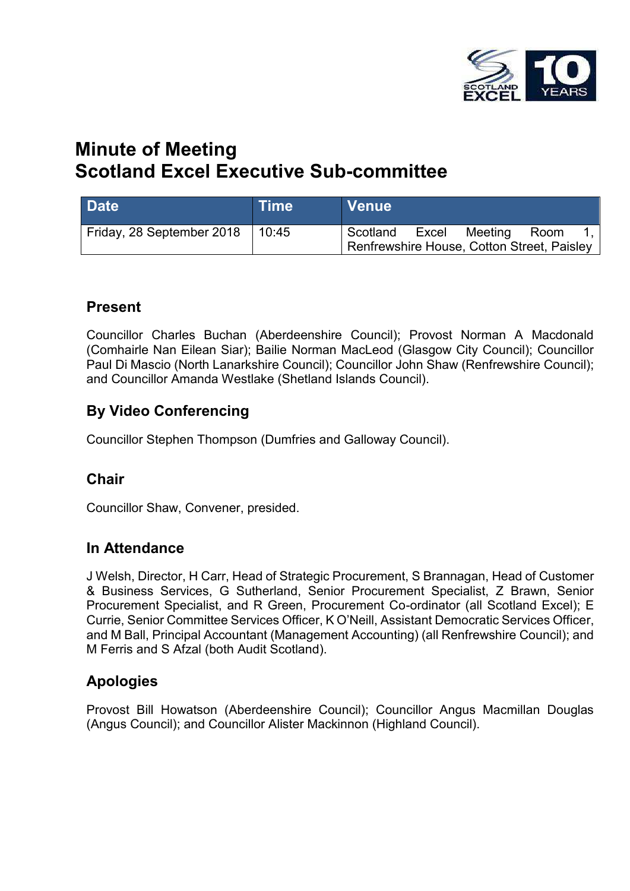# Minute of Meeting
# Scotland Excel Executive Sub-committee

| Date | Time | Venue |
|---|---|---|
| Friday, 28 September 2018 | 10:45 | Scotland Excel Meeting Room 1, Renfrewshire House, Cotton Street, Paisley |

## Present

Councillor Charles Buchan (Aberdeenshire Council); Provost Norman A Macdonald (Comhairle Nan Eilean Siar); Bailie Norman MacLeod (Glasgow City Council); Councillor Paul Di Mascio (North Lanarkshire Council); Councillor John Shaw (Renfrewshire Council); and Councillor Amanda Westlake (Shetland Islands Council).

## By Video Conferencing

Councillor Stephen Thompson (Dumfries and Galloway Council).

## Chair

Councillor Shaw, Convener, presided.

## In Attendance

J Welsh, Director, H Carr, Head of Strategic Procurement, S Brannagan, Head of Customer & Business Services, G Sutherland, Senior Procurement Specialist, Z Brawn, Senior Procurement Specialist, and R Green, Procurement Co-ordinator (all Scotland Excel); E Currie, Senior Committee Services Officer, K O'Neill, Assistant Democratic Services Officer, and M Ball, Principal Accountant (Management Accounting) (all Renfrewshire Council); and M Ferris and S Afzal (both Audit Scotland).

## Apologies

Provost Bill Howatson (Aberdeenshire Council); Councillor Angus Macmillan Douglas (Angus Council); and Councillor Alister Mackinnon (Highland Council).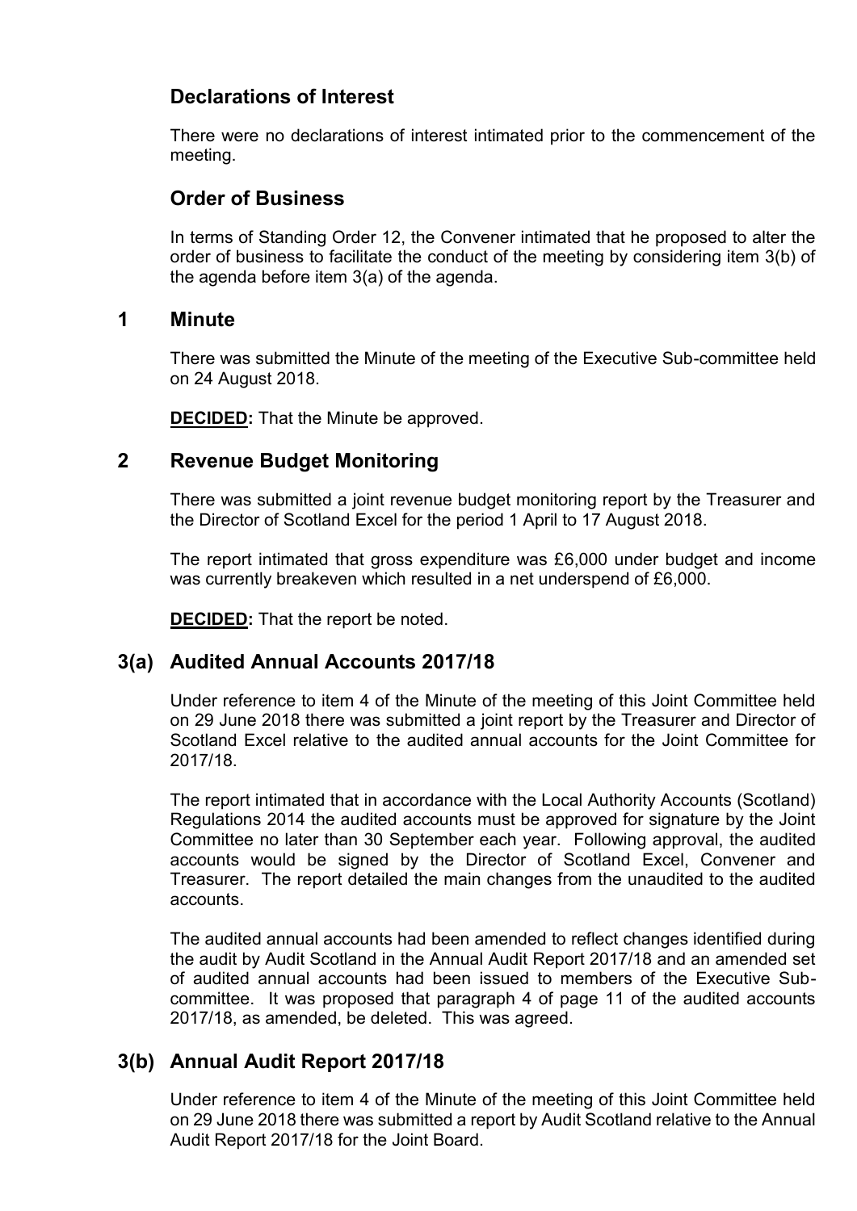## Declarations of Interest

There were no declarations of interest intimated prior to the commencement of the meeting.

## Order of Business

In terms of Standing Order 12, the Convener intimated that he proposed to alter the order of business to facilitate the conduct of the meeting by considering item 3(b) of the agenda before item 3(a) of the agenda.

## 1 Minute

There was submitted the Minute of the meeting of the Executive Sub-committee held on 24 August 2018.

**DECIDED:** That the Minute be approved.

## 2 Revenue Budget Monitoring

There was submitted a joint revenue budget monitoring report by the Treasurer and the Director of Scotland Excel for the period 1 April to 17 August 2018.

The report intimated that gross expenditure was £6,000 under budget and income was currently breakeven which resulted in a net underspend of £6,000.

**DECIDED:** That the report be noted.

## 3(a) Audited Annual Accounts 2017/18

Under reference to item 4 of the Minute of the meeting of this Joint Committee held on 29 June 2018 there was submitted a joint report by the Treasurer and Director of Scotland Excel relative to the audited annual accounts for the Joint Committee for 2017/18.

The report intimated that in accordance with the Local Authority Accounts (Scotland) Regulations 2014 the audited accounts must be approved for signature by the Joint Committee no later than 30 September each year. Following approval, the audited accounts would be signed by the Director of Scotland Excel, Convener and Treasurer. The report detailed the main changes from the unaudited to the audited accounts.

The audited annual accounts had been amended to reflect changes identified during the audit by Audit Scotland in the Annual Audit Report 2017/18 and an amended set of audited annual accounts had been issued to members of the Executive Sub-committee. It was proposed that paragraph 4 of page 11 of the audited accounts 2017/18, as amended, be deleted. This was agreed.

## 3(b) Annual Audit Report 2017/18

Under reference to item 4 of the Minute of the meeting of this Joint Committee held on 29 June 2018 there was submitted a report by Audit Scotland relative to the Annual Audit Report 2017/18 for the Joint Board.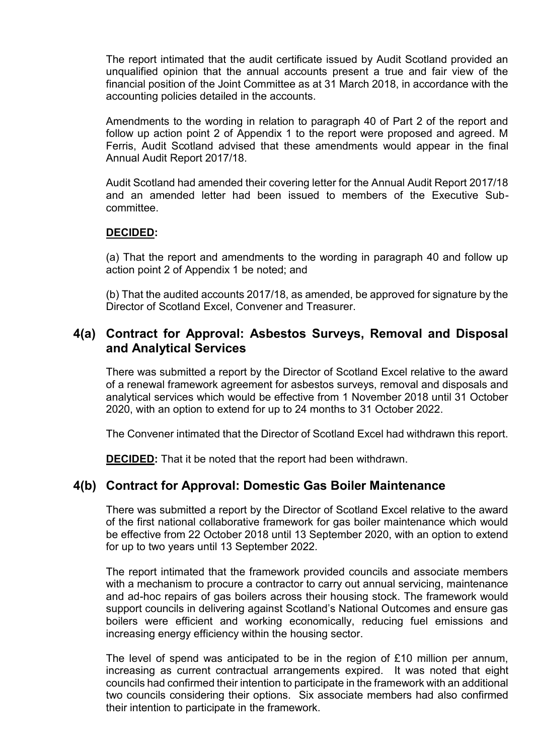The report intimated that the audit certificate issued by Audit Scotland provided an unqualified opinion that the annual accounts present a true and fair view of the financial position of the Joint Committee as at 31 March 2018, in accordance with the accounting policies detailed in the accounts.

Amendments to the wording in relation to paragraph 40 of Part 2 of the report and follow up action point 2 of Appendix 1 to the report were proposed and agreed. M Ferris, Audit Scotland advised that these amendments would appear in the final Annual Audit Report 2017/18.

Audit Scotland had amended their covering letter for the Annual Audit Report 2017/18 and an amended letter had been issued to members of the Executive Sub-committee.

**DECIDED:**

(a) That the report and amendments to the wording in paragraph 40 and follow up action point 2 of Appendix 1 be noted; and

(b) That the audited accounts 2017/18, as amended, be approved for signature by the Director of Scotland Excel, Convener and Treasurer.

## 4(a) Contract for Approval: Asbestos Surveys, Removal and Disposal and Analytical Services

There was submitted a report by the Director of Scotland Excel relative to the award of a renewal framework agreement for asbestos surveys, removal and disposals and analytical services which would be effective from 1 November 2018 until 31 October 2020, with an option to extend for up to 24 months to 31 October 2022.

The Convener intimated that the Director of Scotland Excel had withdrawn this report.

**DECIDED:** That it be noted that the report had been withdrawn.

## 4(b) Contract for Approval: Domestic Gas Boiler Maintenance

There was submitted a report by the Director of Scotland Excel relative to the award of the first national collaborative framework for gas boiler maintenance which would be effective from 22 October 2018 until 13 September 2020, with an option to extend for up to two years until 13 September 2022.

The report intimated that the framework provided councils and associate members with a mechanism to procure a contractor to carry out annual servicing, maintenance and ad-hoc repairs of gas boilers across their housing stock. The framework would support councils in delivering against Scotland's National Outcomes and ensure gas boilers were efficient and working economically, reducing fuel emissions and increasing energy efficiency within the housing sector.

The level of spend was anticipated to be in the region of £10 million per annum, increasing as current contractual arrangements expired. It was noted that eight councils had confirmed their intention to participate in the framework with an additional two councils considering their options. Six associate members had also confirmed their intention to participate in the framework.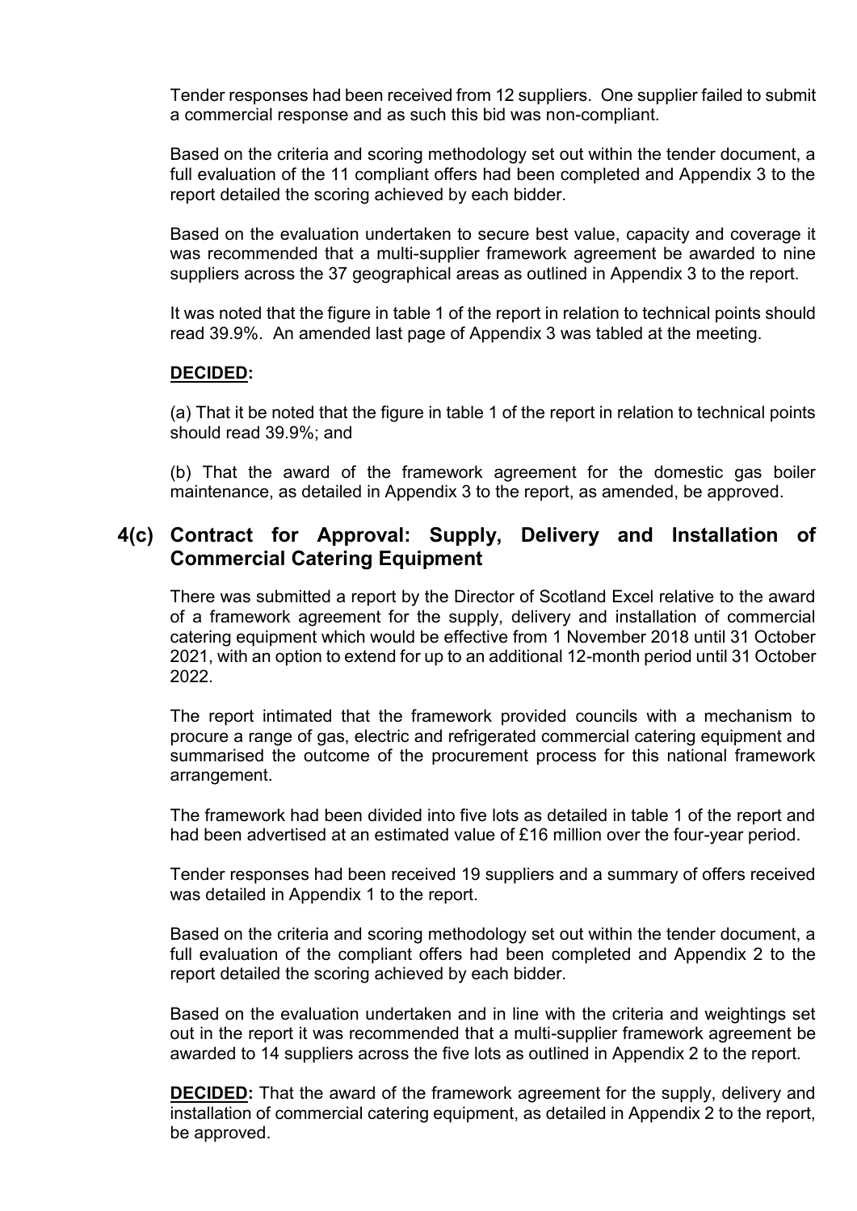Tender responses had been received from 12 suppliers. One supplier failed to submit a commercial response and as such this bid was non-compliant.

Based on the criteria and scoring methodology set out within the tender document, a full evaluation of the 11 compliant offers had been completed and Appendix 3 to the report detailed the scoring achieved by each bidder.

Based on the evaluation undertaken to secure best value, capacity and coverage it was recommended that a multi-supplier framework agreement be awarded to nine suppliers across the 37 geographical areas as outlined in Appendix 3 to the report.

It was noted that the figure in table 1 of the report in relation to technical points should read 39.9%. An amended last page of Appendix 3 was tabled at the meeting.

**DECIDED:**

(a) That it be noted that the figure in table 1 of the report in relation to technical points should read 39.9%; and

(b) That the award of the framework agreement for the domestic gas boiler maintenance, as detailed in Appendix 3 to the report, as amended, be approved.

## 4(c) Contract for Approval: Supply, Delivery and Installation of Commercial Catering Equipment

There was submitted a report by the Director of Scotland Excel relative to the award of a framework agreement for the supply, delivery and installation of commercial catering equipment which would be effective from 1 November 2018 until 31 October 2021, with an option to extend for up to an additional 12-month period until 31 October 2022.

The report intimated that the framework provided councils with a mechanism to procure a range of gas, electric and refrigerated commercial catering equipment and summarised the outcome of the procurement process for this national framework arrangement.

The framework had been divided into five lots as detailed in table 1 of the report and had been advertised at an estimated value of £16 million over the four-year period.

Tender responses had been received 19 suppliers and a summary of offers received was detailed in Appendix 1 to the report.

Based on the criteria and scoring methodology set out within the tender document, a full evaluation of the compliant offers had been completed and Appendix 2 to the report detailed the scoring achieved by each bidder.

Based on the evaluation undertaken and in line with the criteria and weightings set out in the report it was recommended that a multi-supplier framework agreement be awarded to 14 suppliers across the five lots as outlined in Appendix 2 to the report.

**DECIDED:** That the award of the framework agreement for the supply, delivery and installation of commercial catering equipment, as detailed in Appendix 2 to the report, be approved.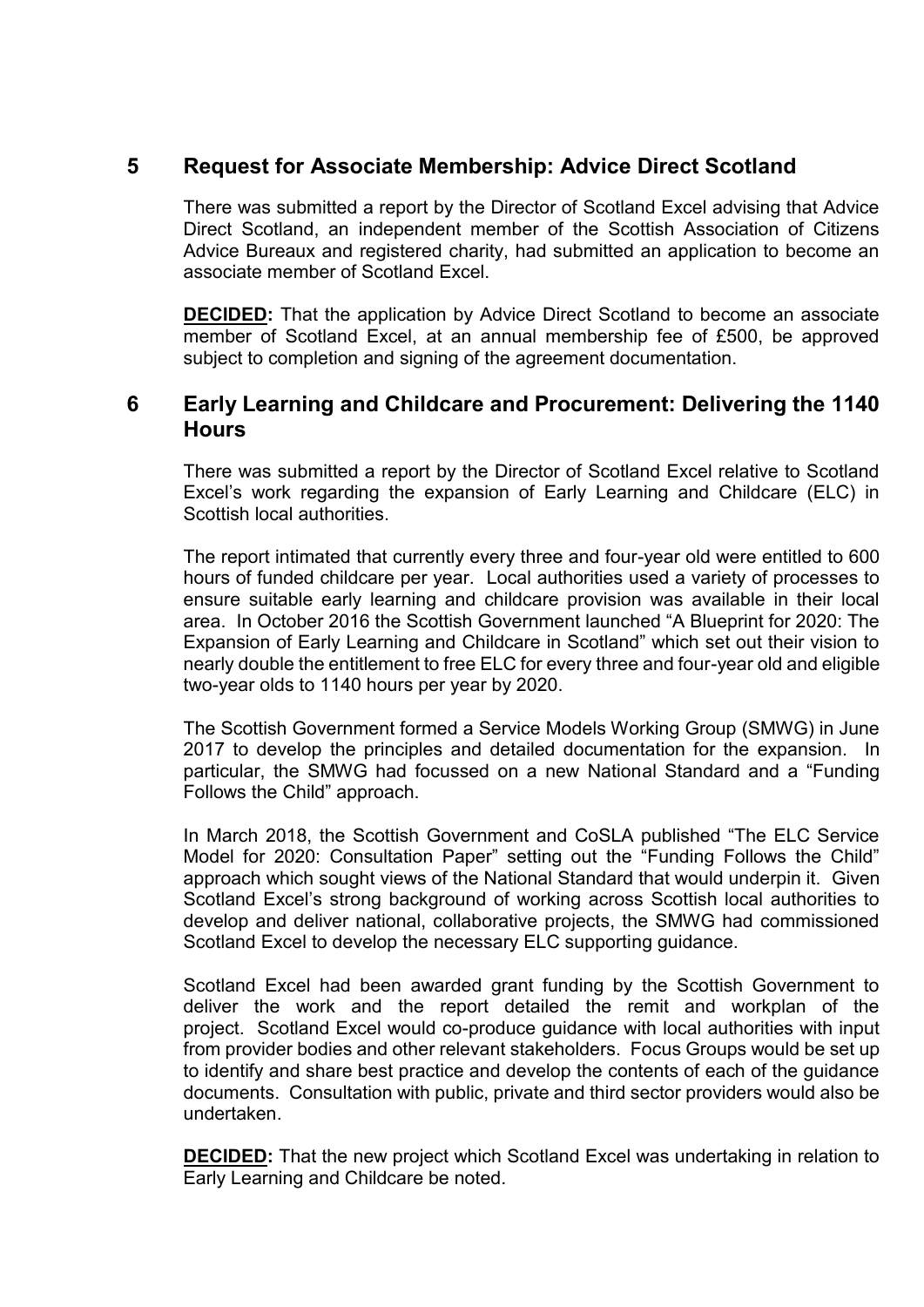## 5 Request for Associate Membership: Advice Direct Scotland

There was submitted a report by the Director of Scotland Excel advising that Advice Direct Scotland, an independent member of the Scottish Association of Citizens Advice Bureaux and registered charity, had submitted an application to become an associate member of Scotland Excel.

**DECIDED:** That the application by Advice Direct Scotland to become an associate member of Scotland Excel, at an annual membership fee of £500, be approved subject to completion and signing of the agreement documentation.

## 6 Early Learning and Childcare and Procurement: Delivering the 1140 Hours

There was submitted a report by the Director of Scotland Excel relative to Scotland Excel's work regarding the expansion of Early Learning and Childcare (ELC) in Scottish local authorities.

The report intimated that currently every three and four-year old were entitled to 600 hours of funded childcare per year. Local authorities used a variety of processes to ensure suitable early learning and childcare provision was available in their local area. In October 2016 the Scottish Government launched "A Blueprint for 2020: The Expansion of Early Learning and Childcare in Scotland" which set out their vision to nearly double the entitlement to free ELC for every three and four-year old and eligible two-year olds to 1140 hours per year by 2020.

The Scottish Government formed a Service Models Working Group (SMWG) in June 2017 to develop the principles and detailed documentation for the expansion. In particular, the SMWG had focussed on a new National Standard and a "Funding Follows the Child" approach.

In March 2018, the Scottish Government and CoSLA published "The ELC Service Model for 2020: Consultation Paper" setting out the "Funding Follows the Child" approach which sought views of the National Standard that would underpin it. Given Scotland Excel's strong background of working across Scottish local authorities to develop and deliver national, collaborative projects, the SMWG had commissioned Scotland Excel to develop the necessary ELC supporting guidance.

Scotland Excel had been awarded grant funding by the Scottish Government to deliver the work and the report detailed the remit and workplan of the project. Scotland Excel would co-produce guidance with local authorities with input from provider bodies and other relevant stakeholders. Focus Groups would be set up to identify and share best practice and develop the contents of each of the guidance documents. Consultation with public, private and third sector providers would also be undertaken.

**DECIDED:** That the new project which Scotland Excel was undertaking in relation to Early Learning and Childcare be noted.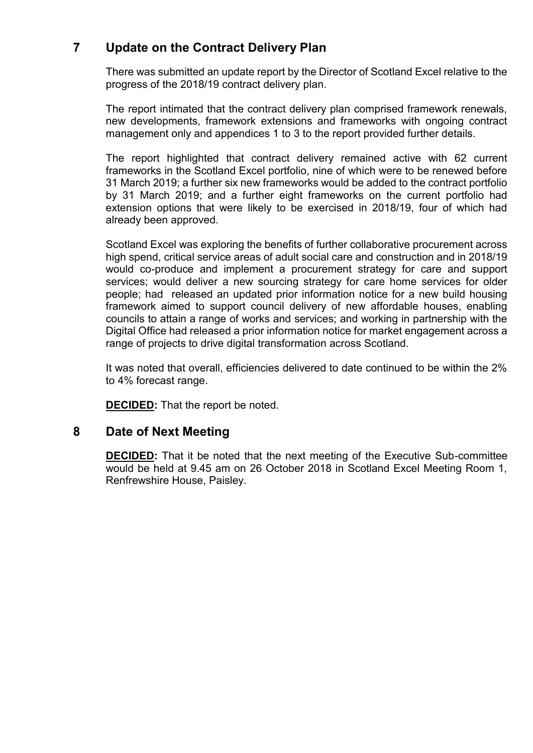## 7 Update on the Contract Delivery Plan

There was submitted an update report by the Director of Scotland Excel relative to the progress of the 2018/19 contract delivery plan.

The report intimated that the contract delivery plan comprised framework renewals, new developments, framework extensions and frameworks with ongoing contract management only and appendices 1 to 3 to the report provided further details.

The report highlighted that contract delivery remained active with 62 current frameworks in the Scotland Excel portfolio, nine of which were to be renewed before 31 March 2019; a further six new frameworks would be added to the contract portfolio by 31 March 2019; and a further eight frameworks on the current portfolio had extension options that were likely to be exercised in 2018/19, four of which had already been approved.

Scotland Excel was exploring the benefits of further collaborative procurement across high spend, critical service areas of adult social care and construction and in 2018/19 would co-produce and implement a procurement strategy for care and support services; would deliver a new sourcing strategy for care home services for older people; had released an updated prior information notice for a new build housing framework aimed to support council delivery of new affordable houses, enabling councils to attain a range of works and services; and working in partnership with the Digital Office had released a prior information notice for market engagement across a range of projects to drive digital transformation across Scotland.

It was noted that overall, efficiencies delivered to date continued to be within the 2% to 4% forecast range.

**DECIDED:** That the report be noted.

## 8 Date of Next Meeting

**DECIDED:** That it be noted that the next meeting of the Executive Sub-committee would be held at 9.45 am on 26 October 2018 in Scotland Excel Meeting Room 1, Renfrewshire House, Paisley.